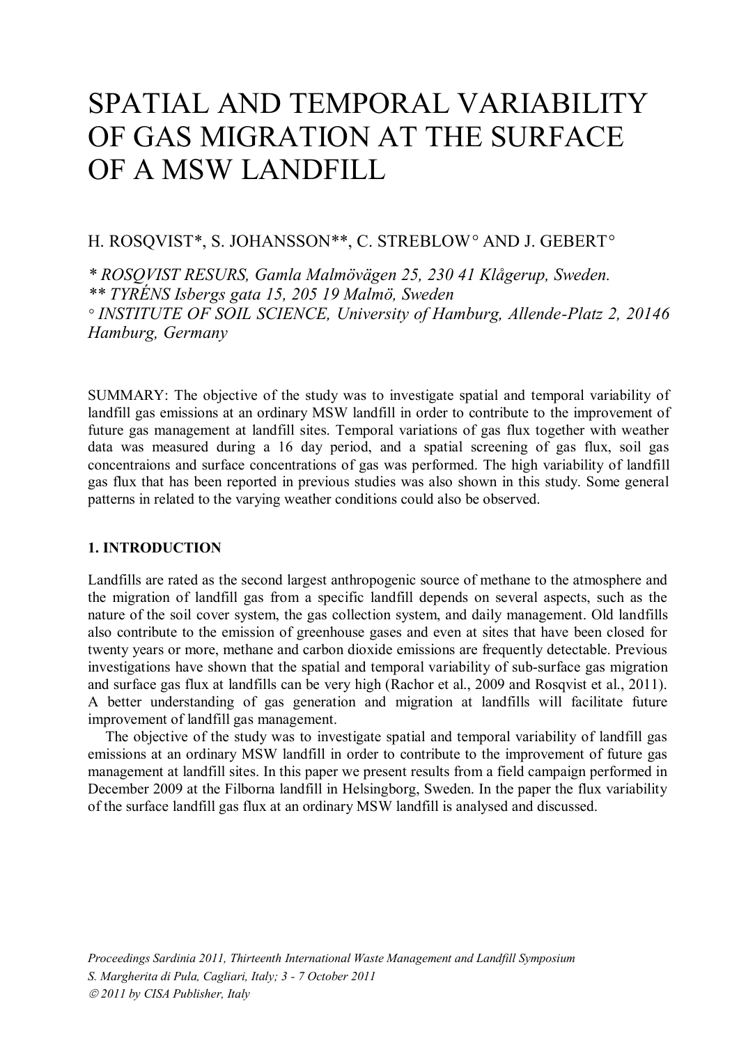# SPATIAL AND TEMPORAL VARIABILITY OF GAS MIGRATION AT THE SURFACE OF A MSW LANDFILL

H. ROSQVIST*, S. JOHANSSON**, C. STREBLOW° AND J. GEBERT°

*\* ROSQVIST RESURS, Gamla Malmövägen 25, 230 41 Klågerup, Sweden.*
*\*\* TYRÉNS Isbergs gata 15, 205 19 Malmö, Sweden*
*° INSTITUTE OF SOIL SCIENCE, University of Hamburg, Allende-Platz 2, 20146 Hamburg, Germany*

SUMMARY: The objective of the study was to investigate spatial and temporal variability of landfill gas emissions at an ordinary MSW landfill in order to contribute to the improvement of future gas management at landfill sites. Temporal variations of gas flux together with weather data was measured during a 16 day period, and a spatial screening of gas flux, soil gas concentraions and surface concentrations of gas was performed. The high variability of landfill gas flux that has been reported in previous studies was also shown in this study. Some general patterns in related to the varying weather conditions could also be observed.

## 1. INTRODUCTION

Landfills are rated as the second largest anthropogenic source of methane to the atmosphere and the migration of landfill gas from a specific landfill depends on several aspects, such as the nature of the soil cover system, the gas collection system, and daily management. Old landfills also contribute to the emission of greenhouse gases and even at sites that have been closed for twenty years or more, methane and carbon dioxide emissions are frequently detectable. Previous investigations have shown that the spatial and temporal variability of sub-surface gas migration and surface gas flux at landfills can be very high (Rachor et al., 2009 and Rosqvist et al., 2011). A better understanding of gas generation and migration at landfills will facilitate future improvement of landfill gas management.

The objective of the study was to investigate spatial and temporal variability of landfill gas emissions at an ordinary MSW landfill in order to contribute to the improvement of future gas management at landfill sites. In this paper we present results from a field campaign performed in December 2009 at the Filborna landfill in Helsingborg, Sweden. In the paper the flux variability of the surface landfill gas flux at an ordinary MSW landfill is analysed and discussed.

*Proceedings Sardinia 2011, Thirteenth International Waste Management and Landfill Symposium*
*S. Margherita di Pula, Cagliari, Italy; 3 - 7 October 2011*
*© 2011 by CISA Publisher, Italy*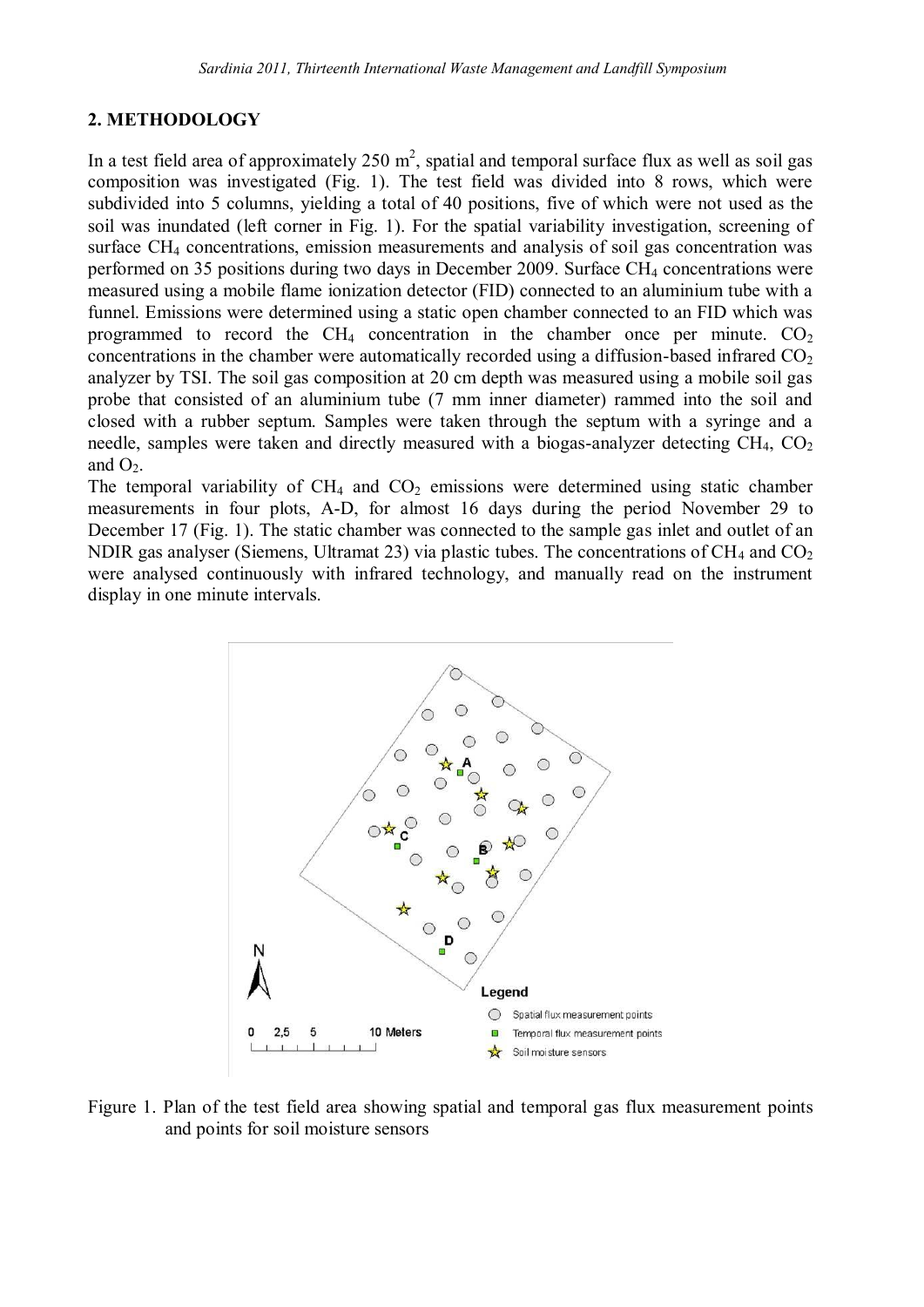## 2. METHODOLOGY

In a test field area of approximately 250 $m^2$, spatial and temporal surface flux as well as soil gas composition was investigated (Fig. 1). The test field was divided into 8 rows, which were subdivided into 5 columns, yielding a total of 40 positions, five of which were not used as the soil was inundated (left corner in Fig. 1). For the spatial variability investigation, screening of surface $CH_4$ concentrations, emission measurements and analysis of soil gas concentration was performed on 35 positions during two days in December 2009. Surface $CH_4$ concentrations were measured using a mobile flame ionization detector (FID) connected to an aluminium tube with a funnel. Emissions were determined using a static open chamber connected to an FID which was programmed to record the $CH_4$ concentration in the chamber once per minute. $CO_2$ concentrations in the chamber were automatically recorded using a diffusion-based infrared $CO_2$ analyzer by TSI. The soil gas composition at 20 cm depth was measured using a mobile soil gas probe that consisted of an aluminium tube (7 mm inner diameter) rammed into the soil and closed with a rubber septum. Samples were taken through the septum with a syringe and a needle, samples were taken and directly measured with a biogas-analyzer detecting $CH_4$, $CO_2$ and $O_2$.

The temporal variability of $CH_4$ and $CO_2$ emissions were determined using static chamber measurements in four plots, A-D, for almost 16 days during the period November 29 to December 17 (Fig. 1). The static chamber was connected to the sample gas inlet and outlet of an NDIR gas analyser (Siemens, Ultramat 23) via plastic tubes. The concentrations of $CH_4$ and $CO_2$ were analysed continuously with infrared technology, and manually read on the instrument display in one minute intervals.

Figure 1. Plan of the test field area showing spatial and temporal gas flux measurement points and points for soil moisture sensors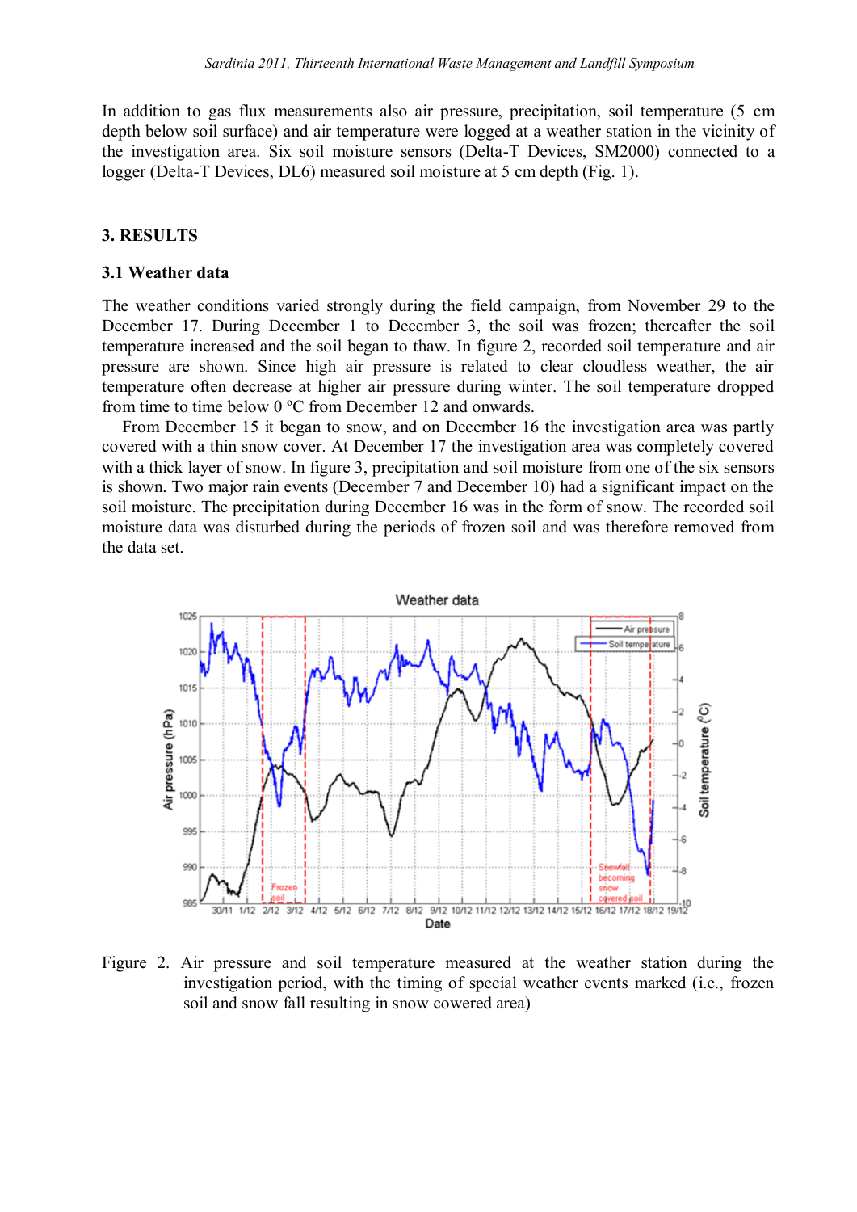In addition to gas flux measurements also air pressure, precipitation, soil temperature (5 cm depth below soil surface) and air temperature were logged at a weather station in the vicinity of the investigation area. Six soil moisture sensors (Delta-T Devices, SM2000) connected to a logger (Delta-T Devices, DL6) measured soil moisture at 5 cm depth (Fig. 1).

## 3. RESULTS

### 3.1 Weather data

The weather conditions varied strongly during the field campaign, from November 29 to the December 17. During December 1 to December 3, the soil was frozen; thereafter the soil temperature increased and the soil began to thaw. In figure 2, recorded soil temperature and air pressure are shown. Since high air pressure is related to clear cloudless weather, the air temperature often decrease at higher air pressure during winter. The soil temperature dropped from time to time below 0 ºC from December 12 and onwards.

From December 15 it began to snow, and on December 16 the investigation area was partly covered with a thin snow cover. At December 17 the investigation area was completely covered with a thick layer of snow. In figure 3, precipitation and soil moisture from one of the six sensors is shown. Two major rain events (December 7 and December 10) had a significant impact on the soil moisture. The precipitation during December 16 was in the form of snow. The recorded soil moisture data was disturbed during the periods of frozen soil and was therefore removed from the data set.

Figure 2. Air pressure and soil temperature measured at the weather station during the investigation period, with the timing of special weather events marked (i.e., frozen soil and snow fall resulting in snow cowered area)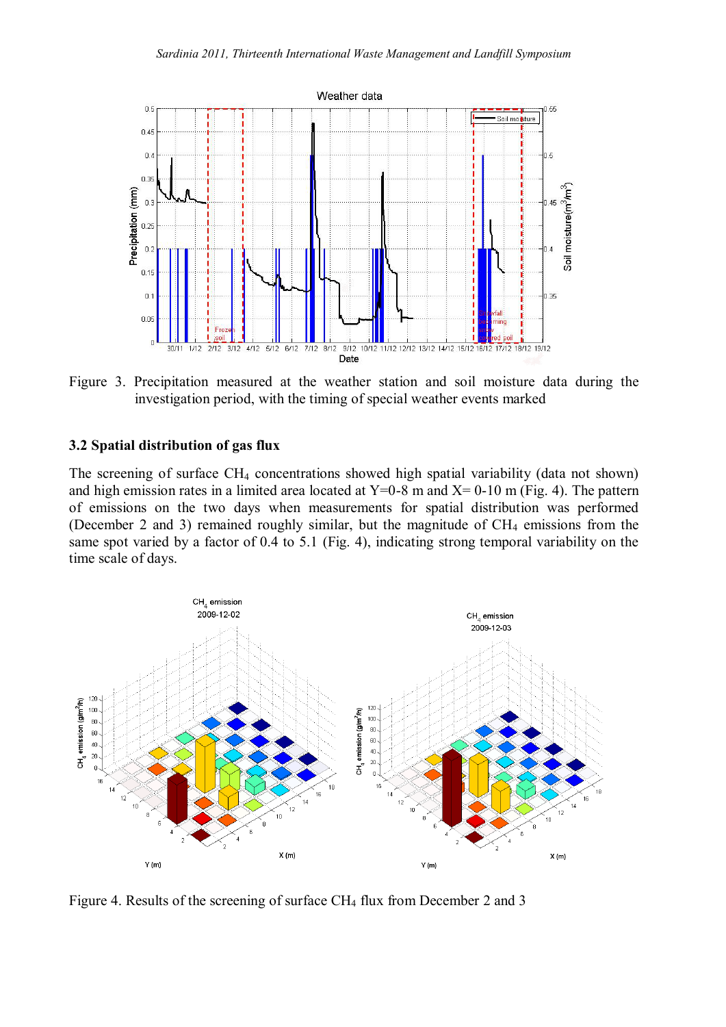Figure 3. Precipitation measured at the weather station and soil moisture data during the investigation period, with the timing of special weather events marked

### 3.2 Spatial distribution of gas flux

The screening of surface $CH_4$ concentrations showed high spatial variability (data not shown) and high emission rates in a limited area located at Y=0-8 m and X= 0-10 m (Fig. 4). The pattern of emissions on the two days when measurements for spatial distribution was performed (December 2 and 3) remained roughly similar, but the magnitude of $CH_4$ emissions from the same spot varied by a factor of 0.4 to 5.1 (Fig. 4), indicating strong temporal variability on the time scale of days.

Figure 4. Results of the screening of surface $CH_4$ flux from December 2 and 3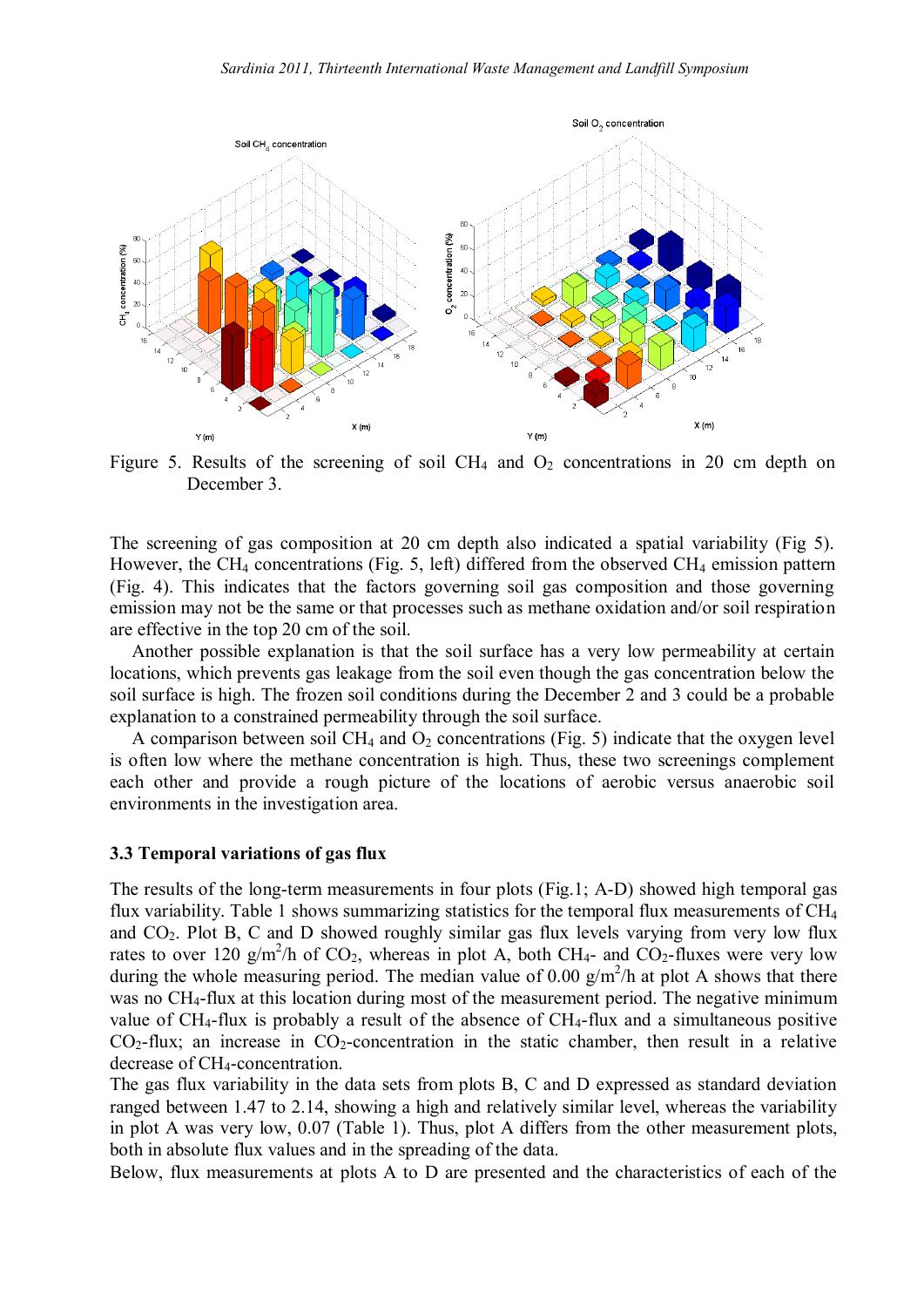Figure 5. Results of the screening of soil $CH_4$ and $O_2$ concentrations in 20 cm depth on December 3.

The screening of gas composition at 20 cm depth also indicated a spatial variability (Fig 5). However, the $CH_4$ concentrations (Fig. 5, left) differed from the observed $CH_4$ emission pattern (Fig. 4). This indicates that the factors governing soil gas composition and those governing emission may not be the same or that processes such as methane oxidation and/or soil respiration are effective in the top 20 cm of the soil.

Another possible explanation is that the soil surface has a very low permeability at certain locations, which prevents gas leakage from the soil even though the gas concentration below the soil surface is high. The frozen soil conditions during the December 2 and 3 could be a probable explanation to a constrained permeability through the soil surface.

A comparison between soil $CH_4$ and $O_2$ concentrations (Fig. 5) indicate that the oxygen level is often low where the methane concentration is high. Thus, these two screenings complement each other and provide a rough picture of the locations of aerobic versus anaerobic soil environments in the investigation area.

### 3.3 Temporal variations of gas flux

The results of the long-term measurements in four plots (Fig.1; A-D) showed high temporal gas flux variability. Table 1 shows summarizing statistics for the temporal flux measurements of $CH_4$ and $CO_2$. Plot B, C and D showed roughly similar gas flux levels varying from very low flux rates to over 120 $g/m^2/h$ of $CO_2$, whereas in plot A, both $CH_4$- and $CO_2$-fluxes were very low during the whole measuring period. The median value of 0.00 $g/m^2/h$ at plot A shows that there was no $CH_4$-flux at this location during most of the measurement period. The negative minimum value of $CH_4$-flux is probably a result of the absence of $CH_4$-flux and a simultaneous positive $CO_2$-flux; an increase in $CO_2$-concentration in the static chamber, then result in a relative decrease of $CH_4$-concentration.

The gas flux variability in the data sets from plots B, C and D expressed as standard deviation ranged between 1.47 to 2.14, showing a high and relatively similar level, whereas the variability in plot A was very low, 0.07 (Table 1). Thus, plot A differs from the other measurement plots, both in absolute flux values and in the spreading of the data.

Below, flux measurements at plots A to D are presented and the characteristics of each of the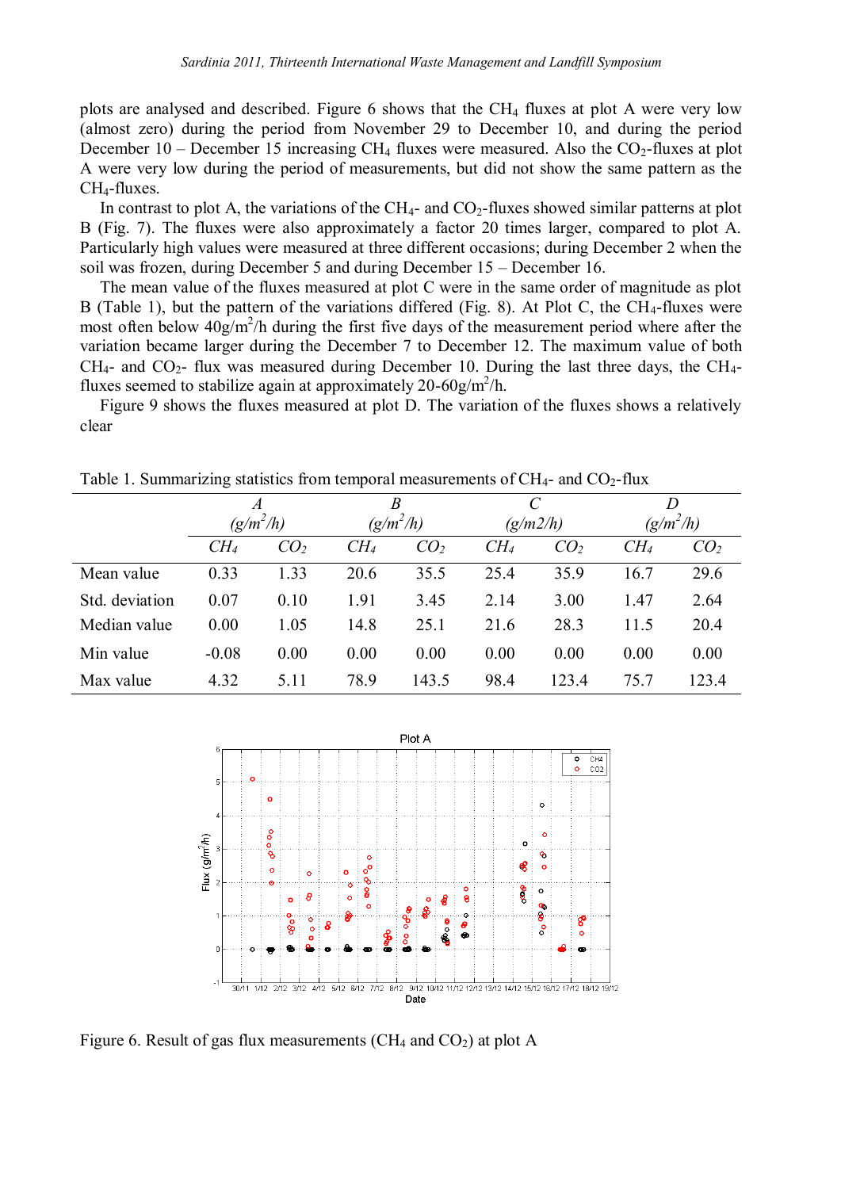plots are analysed and described. Figure 6 shows that the $CH_4$ fluxes at plot A were very low (almost zero) during the period from November 29 to December 10, and during the period December 10 – December 15 increasing $CH_4$ fluxes were measured. Also the $CO_2$-fluxes at plot A were very low during the period of measurements, but did not show the same pattern as the $CH_4$-fluxes.

In contrast to plot A, the variations of the $CH_4$- and $CO_2$-fluxes showed similar patterns at plot B (Fig. 7). The fluxes were also approximately a factor 20 times larger, compared to plot A. Particularly high values were measured at three different occasions; during December 2 when the soil was frozen, during December 5 and during December 15 – December 16.

The mean value of the fluxes measured at plot C were in the same order of magnitude as plot B (Table 1), but the pattern of the variations differed (Fig. 8). At Plot C, the $CH_4$-fluxes were most often below 40g/m$^2$/h during the first five days of the measurement period where after the variation became larger during the December 7 to December 12. The maximum value of both $CH_4$- and $CO_2$- flux was measured during December 10. During the last three days, the $CH_4$-fluxes seemed to stabilize again at approximately 20-60g/m$^2$/h.

Figure 9 shows the fluxes measured at plot D. The variation of the fluxes shows a relatively clear

Table 1. Summarizing statistics from temporal measurements of $CH_4$- and $CO_2$-flux

| | *A* (g/m$^2$/h) | | *B* (g/m$^2$/h) | | *C* (g/m2/h) | | *D* (g/m$^2$/h) | |
|---|---|---|---|---|---|---|---|---|
| | $CH_4$ | $CO_2$ | $CH_4$ | $CO_2$ | $CH_4$ | $CO_2$ | $CH_4$ | $CO_2$ |
| Mean value | 0.33 | 1.33 | 20.6 | 35.5 | 25.4 | 35.9 | 16.7 | 29.6 |
| Std. deviation | 0.07 | 0.10 | 1.91 | 3.45 | 2.14 | 3.00 | 1.47 | 2.64 |
| Median value | 0.00 | 1.05 | 14.8 | 25.1 | 21.6 | 28.3 | 11.5 | 20.4 |
| Min value | -0.08 | 0.00 | 0.00 | 0.00 | 0.00 | 0.00 | 0.00 | 0.00 |
| Max value | 4.32 | 5.11 | 78.9 | 143.5 | 98.4 | 123.4 | 75.7 | 123.4 |

Figure 6. Result of gas flux measurements ($CH_4$ and $CO_2$) at plot A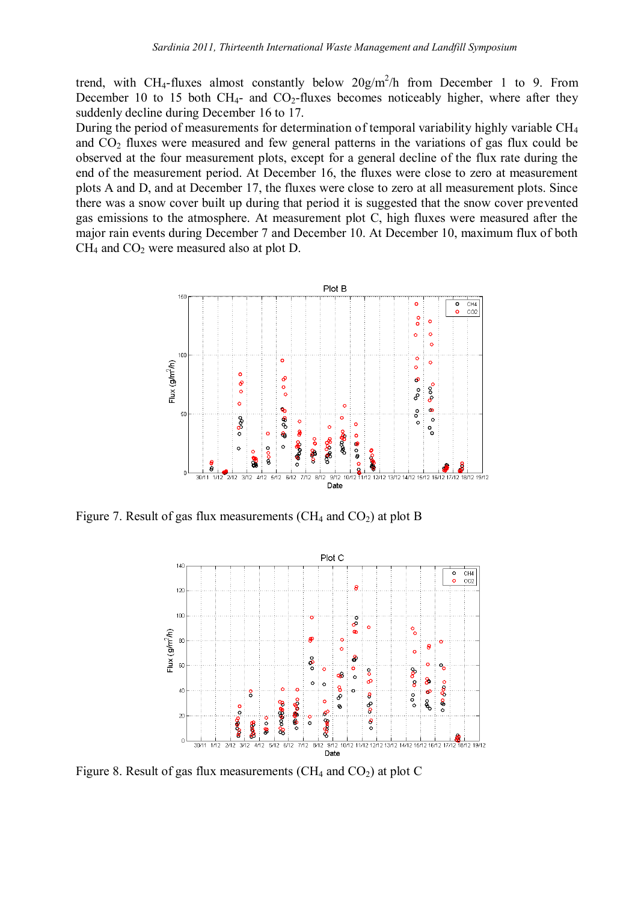trend, with $CH_4$-fluxes almost constantly below $20 g/m^2/h$ from December 1 to 9. From December 10 to 15 both $CH_4$- and $CO_2$-fluxes becomes noticeably higher, where after they suddenly decline during December 16 to 17.

During the period of measurements for determination of temporal variability highly variable $CH_4$ and $CO_2$ fluxes were measured and few general patterns in the variations of gas flux could be observed at the four measurement plots, except for a general decline of the flux rate during the end of the measurement period. At December 16, the fluxes were close to zero at measurement plots A and D, and at December 17, the fluxes were close to zero at all measurement plots. Since there was a snow cover built up during that period it is suggested that the snow cover prevented gas emissions to the atmosphere. At measurement plot C, high fluxes were measured after the major rain events during December 7 and December 10. At December 10, maximum flux of both $CH_4$ and $CO_2$ were measured also at plot D.

Figure 7. Result of gas flux measurements ($CH_4$ and $CO_2$) at plot B

Figure 8. Result of gas flux measurements ($CH_4$ and $CO_2$) at plot C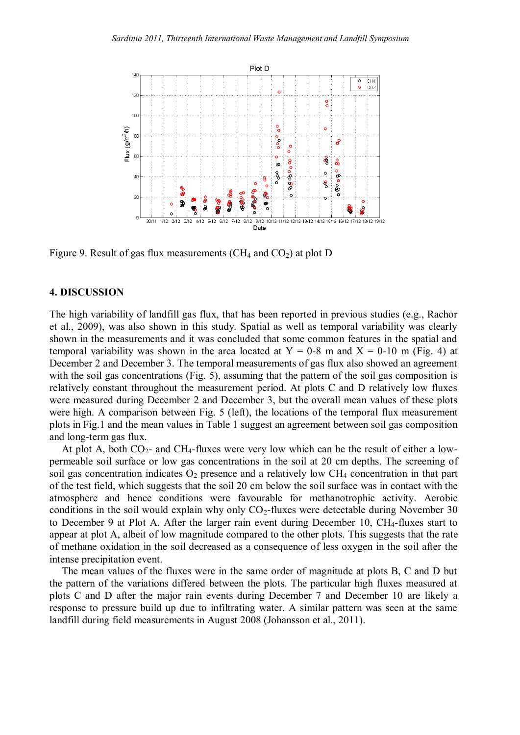Figure 9. Result of gas flux measurements ($CH_4$ and $CO_2$) at plot D

## 4. DISCUSSION

The high variability of landfill gas flux, that has been reported in previous studies (e.g., Rachor et al., 2009), was also shown in this study. Spatial as well as temporal variability was clearly shown in the measurements and it was concluded that some common features in the spatial and temporal variability was shown in the area located at Y = 0-8 m and X = 0-10 m (Fig. 4) at December 2 and December 3. The temporal measurements of gas flux also showed an agreement with the soil gas concentrations (Fig. 5), assuming that the pattern of the soil gas composition is relatively constant throughout the measurement period. At plots C and D relatively low fluxes were measured during December 2 and December 3, but the overall mean values of these plots were high. A comparison between Fig. 5 (left), the locations of the temporal flux measurement plots in Fig.1 and the mean values in Table 1 suggest an agreement between soil gas composition and long-term gas flux.

At plot A, both $CO_2$- and $CH_4$-fluxes were very low which can be the result of either a low-permeable soil surface or low gas concentrations in the soil at 20 cm depths. The screening of soil gas concentration indicates $O_2$ presence and a relatively low $CH_4$ concentration in that part of the test field, which suggests that the soil 20 cm below the soil surface was in contact with the atmosphere and hence conditions were favourable for methanotrophic activity. Aerobic conditions in the soil would explain why only $CO_2$-fluxes were detectable during November 30 to December 9 at Plot A. After the larger rain event during December 10, $CH_4$-fluxes start to appear at plot A, albeit of low magnitude compared to the other plots. This suggests that the rate of methane oxidation in the soil decreased as a consequence of less oxygen in the soil after the intense precipitation event.

The mean values of the fluxes were in the same order of magnitude at plots B, C and D but the pattern of the variations differed between the plots. The particular high fluxes measured at plots C and D after the major rain events during December 7 and December 10, are likely a response to pressure build up due to infiltrating water. A similar pattern was seen at the same landfill during field measurements in August 2008 (Johansson et al., 2011).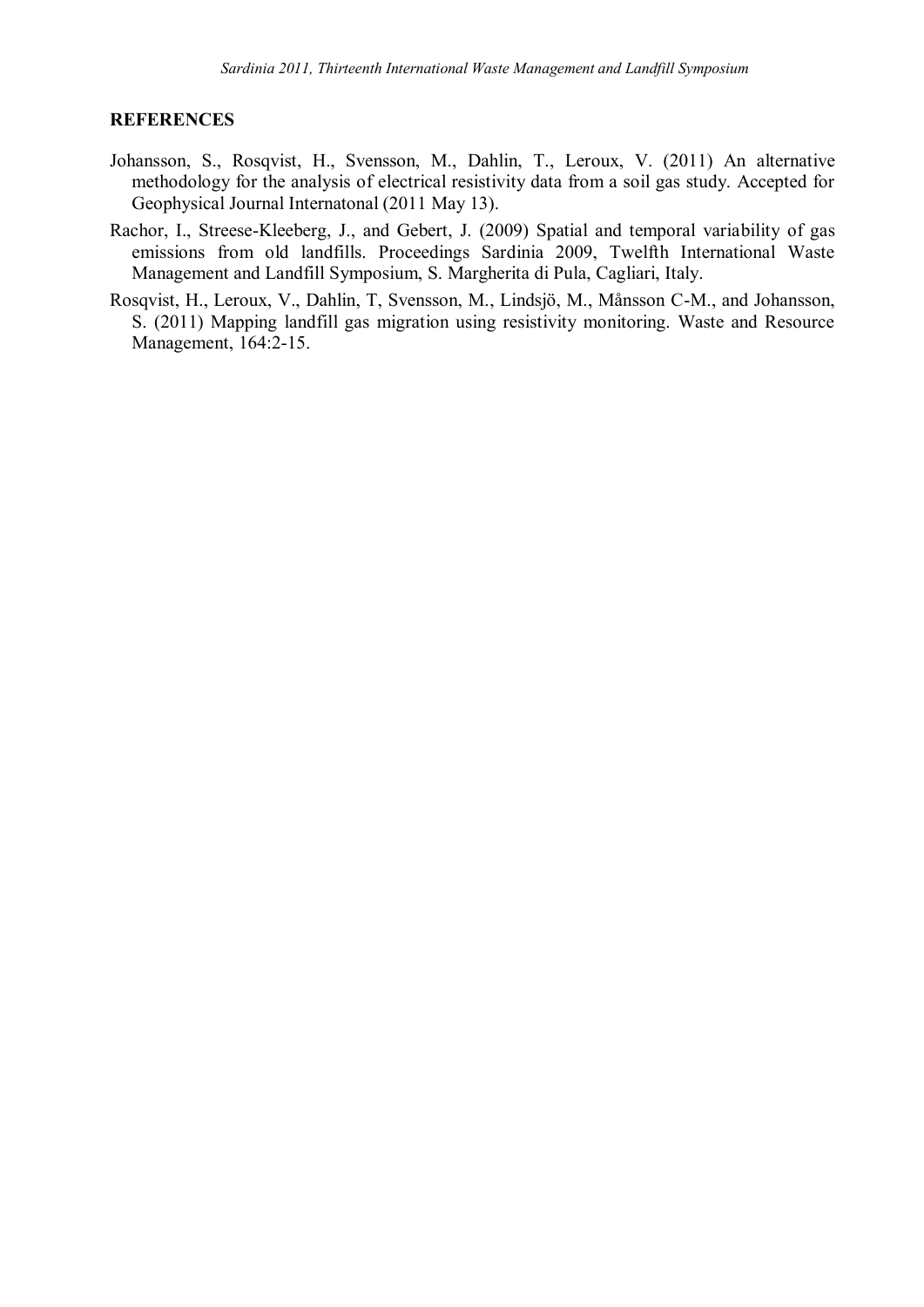## REFERENCES

Johansson, S., Rosqvist, H., Svensson, M., Dahlin, T., Leroux, V. (2011) An alternative methodology for the analysis of electrical resistivity data from a soil gas study. Accepted for Geophysical Journal Internatonal (2011 May 13).

Rachor, I., Streese-Kleeberg, J., and Gebert, J. (2009) Spatial and temporal variability of gas emissions from old landfills. Proceedings Sardinia 2009, Twelfth International Waste Management and Landfill Symposium, S. Margherita di Pula, Cagliari, Italy.

Rosqvist, H., Leroux, V., Dahlin, T, Svensson, M., Lindsjö, M., Månsson C-M., and Johansson, S. (2011) Mapping landfill gas migration using resistivity monitoring. Waste and Resource Management, 164:2-15.